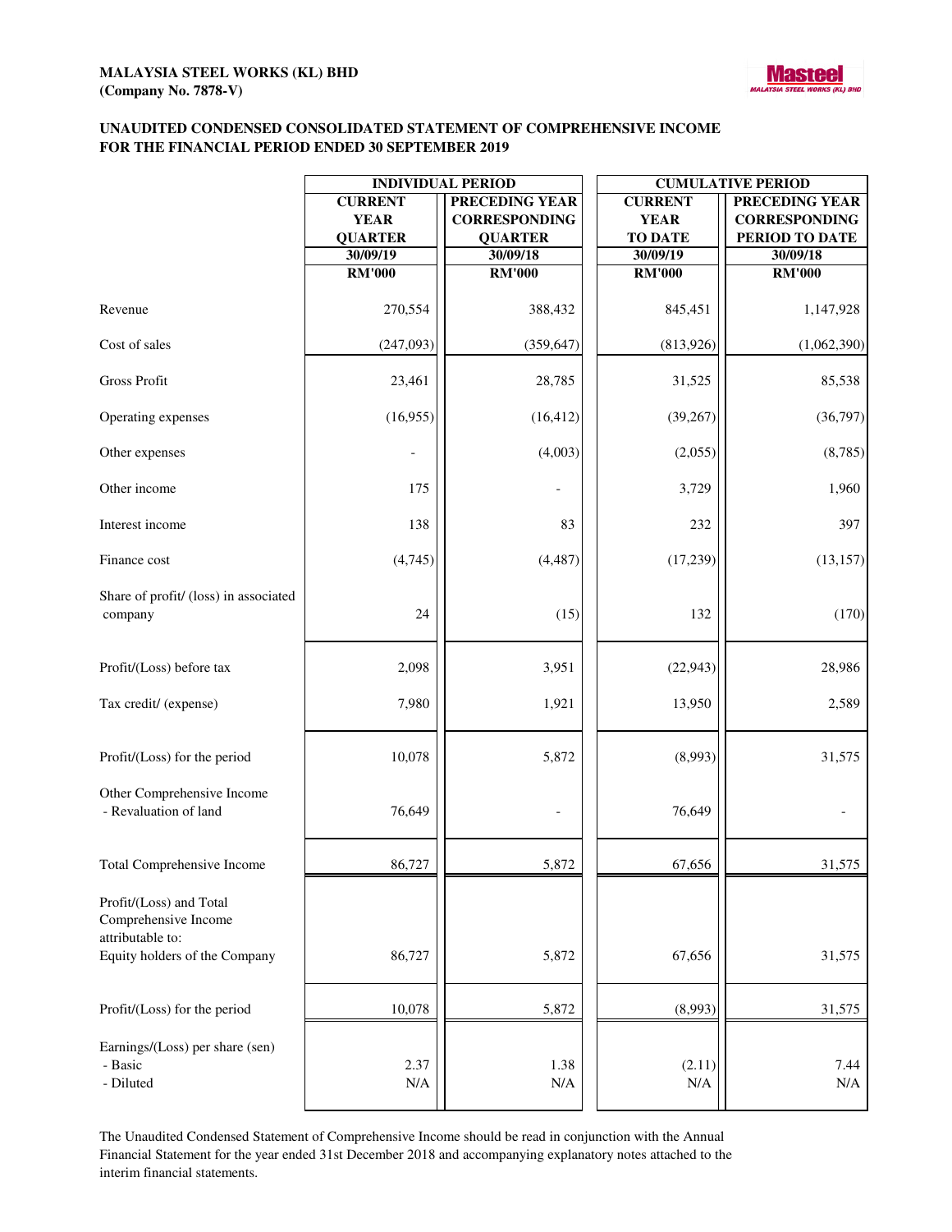**MALAYSIA STEEL WORKS (KL) BHD**
**(Company No. 7878-V)**

## UNAUDITED CONDENSED CONSOLIDATED STATEMENT OF COMPREHENSIVE INCOME FOR THE FINANCIAL PERIOD ENDED 30 SEPTEMBER 2019

| | INDIVIDUAL PERIOD | | CUMULATIVE PERIOD | |
|---|---|---|---|---|
| | CURRENT YEAR QUARTER | PRECEDING YEAR CORRESPONDING QUARTER | CURRENT YEAR TO DATE | PRECEDING YEAR CORRESPONDING PERIOD TO DATE |
| | 30/09/19 | 30/09/18 | 30/09/19 | 30/09/18 |
| | RM'000 | RM'000 | RM'000 | RM'000 |
| Revenue | 270,554 | 388,432 | 845,451 | 1,147,928 |
| Cost of sales | (247,093) | (359,647) | (813,926) | (1,062,390) |
| Gross Profit | 23,461 | 28,785 | 31,525 | 85,538 |
| Operating expenses | (16,955) | (16,412) | (39,267) | (36,797) |
| Other expenses | - | (4,003) | (2,055) | (8,785) |
| Other income | 175 | - | 3,729 | 1,960 |
| Interest income | 138 | 83 | 232 | 397 |
| Finance cost | (4,745) | (4,487) | (17,239) | (13,157) |
| Share of profit/ (loss) in associated company | 24 | (15) | 132 | (170) |
| Profit/(Loss) before tax | 2,098 | 3,951 | (22,943) | 28,986 |
| Tax credit/ (expense) | 7,980 | 1,921 | 13,950 | 2,589 |
| Profit/(Loss) for the period | 10,078 | 5,872 | (8,993) | 31,575 |
| Other Comprehensive Income<br>- Revaluation of land | 76,649 | - | 76,649 | - |
| Total Comprehensive Income | 86,727 | 5,872 | 67,656 | 31,575 |
| Profit/(Loss) and Total Comprehensive Income attributable to:<br>Equity holders of the Company | 86,727 | 5,872 | 67,656 | 31,575 |
| Profit/(Loss) for the period | 10,078 | 5,872 | (8,993) | 31,575 |
| Earnings/(Loss) per share (sen)<br>- Basic | 2.37 | 1.38 | (2.11) | 7.44 |
| - Diluted | N/A | N/A | N/A | N/A |

The Unaudited Condensed Statement of Comprehensive Income should be read in conjunction with the Annual Financial Statement for the year ended 31st December 2018 and accompanying explanatory notes attached to the interim financial statements.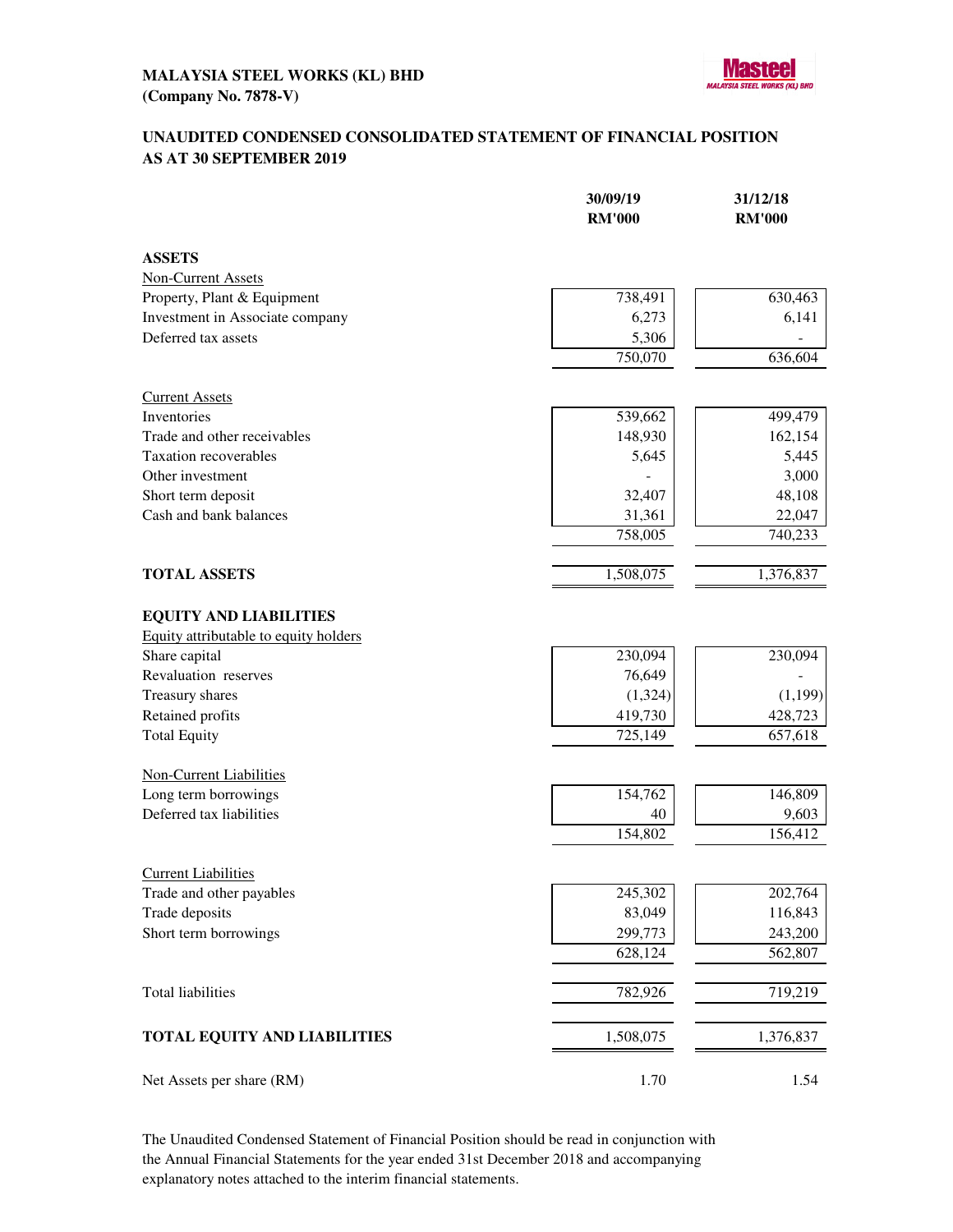**MALAYSIA STEEL WORKS (KL) BHD**
**(Company No. 7878-V)**

## UNAUDITED CONDENSED CONSOLIDATED STATEMENT OF FINANCIAL POSITION AS AT 30 SEPTEMBER 2019

| | 30/09/19 RM'000 | 31/12/18 RM'000 |
|---|---|---|
| **ASSETS** | | |
| Non-Current Assets | | |
| Property, Plant & Equipment | 738,491 | 630,463 |
| Investment in Associate company | 6,273 | 6,141 |
| Deferred tax assets | 5,306 | - |
| | 750,070 | 636,604 |
| Current Assets | | |
| Inventories | 539,662 | 499,479 |
| Trade and other receivables | 148,930 | 162,154 |
| Taxation recoverables | 5,645 | 5,445 |
| Other investment | - | 3,000 |
| Short term deposit | 32,407 | 48,108 |
| Cash and bank balances | 31,361 | 22,047 |
| | 758,005 | 740,233 |
| **TOTAL ASSETS** | 1,508,075 | 1,376,837 |
| **EQUITY AND LIABILITIES** | | |
| Equity attributable to equity holders | | |
| Share capital | 230,094 | 230,094 |
| Revaluation reserves | 76,649 | - |
| Treasury shares | (1,324) | (1,199) |
| Retained profits | 419,730 | 428,723 |
| Total Equity | 725,149 | 657,618 |
| Non-Current Liabilities | | |
| Long term borrowings | 154,762 | 146,809 |
| Deferred tax liabilities | 40 | 9,603 |
| | 154,802 | 156,412 |
| Current Liabilities | | |
| Trade and other payables | 245,302 | 202,764 |
| Trade deposits | 83,049 | 116,843 |
| Short term borrowings | 299,773 | 243,200 |
| | 628,124 | 562,807 |
| Total liabilities | 782,926 | 719,219 |
| **TOTAL EQUITY AND LIABILITIES** | 1,508,075 | 1,376,837 |
| Net Assets per share (RM) | 1.70 | 1.54 |

The Unaudited Condensed Statement of Financial Position should be read in conjunction with the Annual Financial Statements for the year ended 31st December 2018 and accompanying explanatory notes attached to the interim financial statements.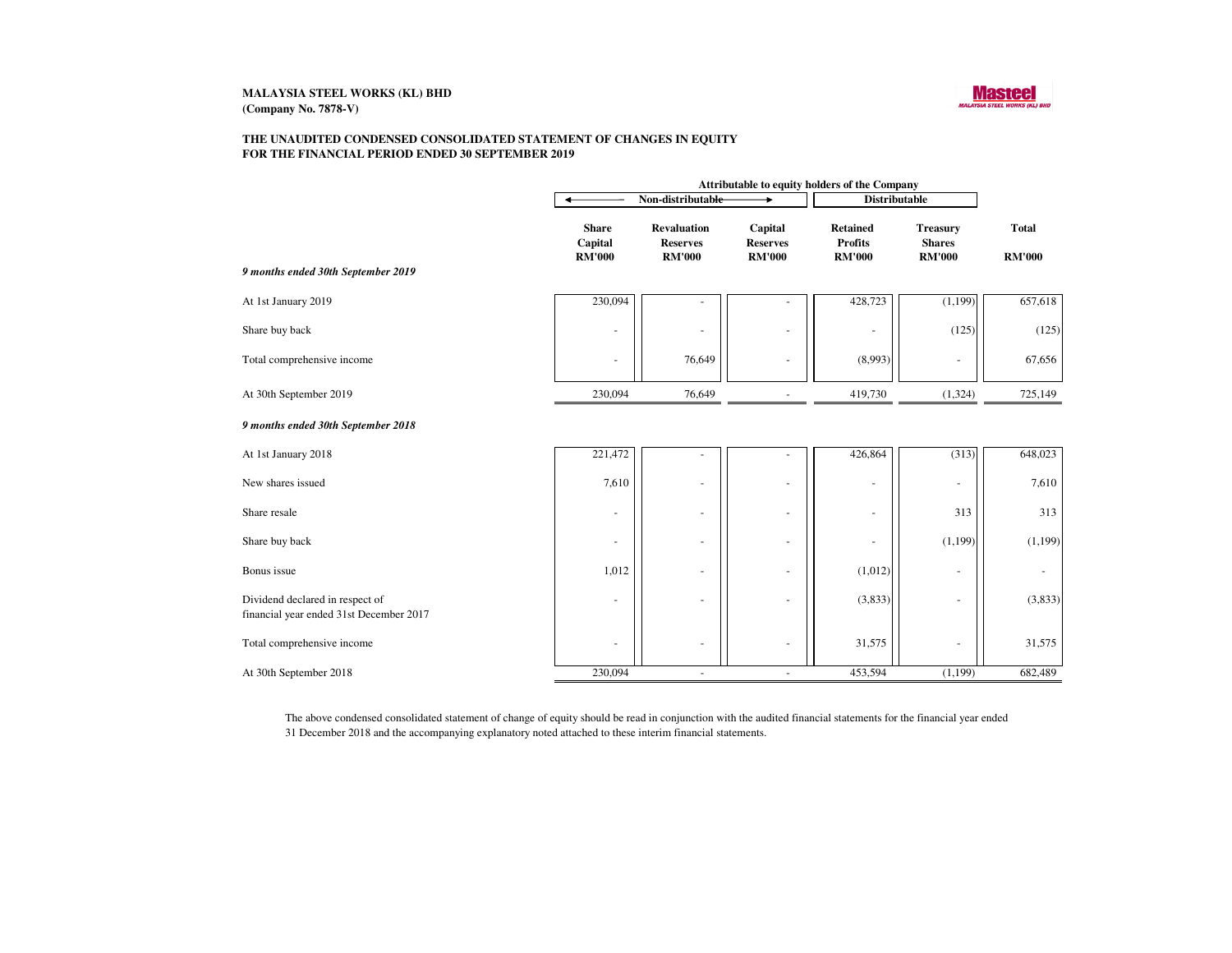**MALAYSIA STEEL WORKS (KL) BHD**
**(Company No. 7878-V)**

**THE UNAUDITED CONDENSED CONSOLIDATED STATEMENT OF CHANGES IN EQUITY**
**FOR THE FINANCIAL PERIOD ENDED 30 SEPTEMBER 2019**

| | Attributable to equity holders of the Company | | | | | |
|---|---|---|---|---|---|---|
| | Non-distributable | | | Distributable | | |
| | Share Capital RM'000 | Revaluation Reserves RM'000 | Capital Reserves RM'000 | Retained Profits RM'000 | Treasury Shares RM'000 | Total RM'000 |
| ***9 months ended 30th September 2019*** | | | | | | |
| At 1st January 2019 | 230,094 | - | - | 428,723 | (1,199) | 657,618 |
| Share buy back | - | - | - | - | (125) | (125) |
| Total comprehensive income | - | 76,649 | - | (8,993) | - | 67,656 |
| At 30th September 2019 | 230,094 | 76,649 | - | 419,730 | (1,324) | 725,149 |
| ***9 months ended 30th September 2018*** | | | | | | |
| At 1st January 2018 | 221,472 | - | - | 426,864 | (313) | 648,023 |
| New shares issued | 7,610 | - | - | - | - | 7,610 |
| Share resale | - | - | - | - | 313 | 313 |
| Share buy back | - | - | - | - | (1,199) | (1,199) |
| Bonus issue | 1,012 | - | - | (1,012) | - | - |
| Dividend declared in respect of financial year ended 31st December 2017 | - | - | - | (3,833) | - | (3,833) |
| Total comprehensive income | - | - | - | 31,575 | - | 31,575 |
| At 30th September 2018 | 230,094 | - | - | 453,594 | (1,199) | 682,489 |

The above condensed consolidated statement of change of equity should be read in conjunction with the audited financial statements for the financial year ended 31 December 2018 and the accompanying explanatory noted attached to these interim financial statements.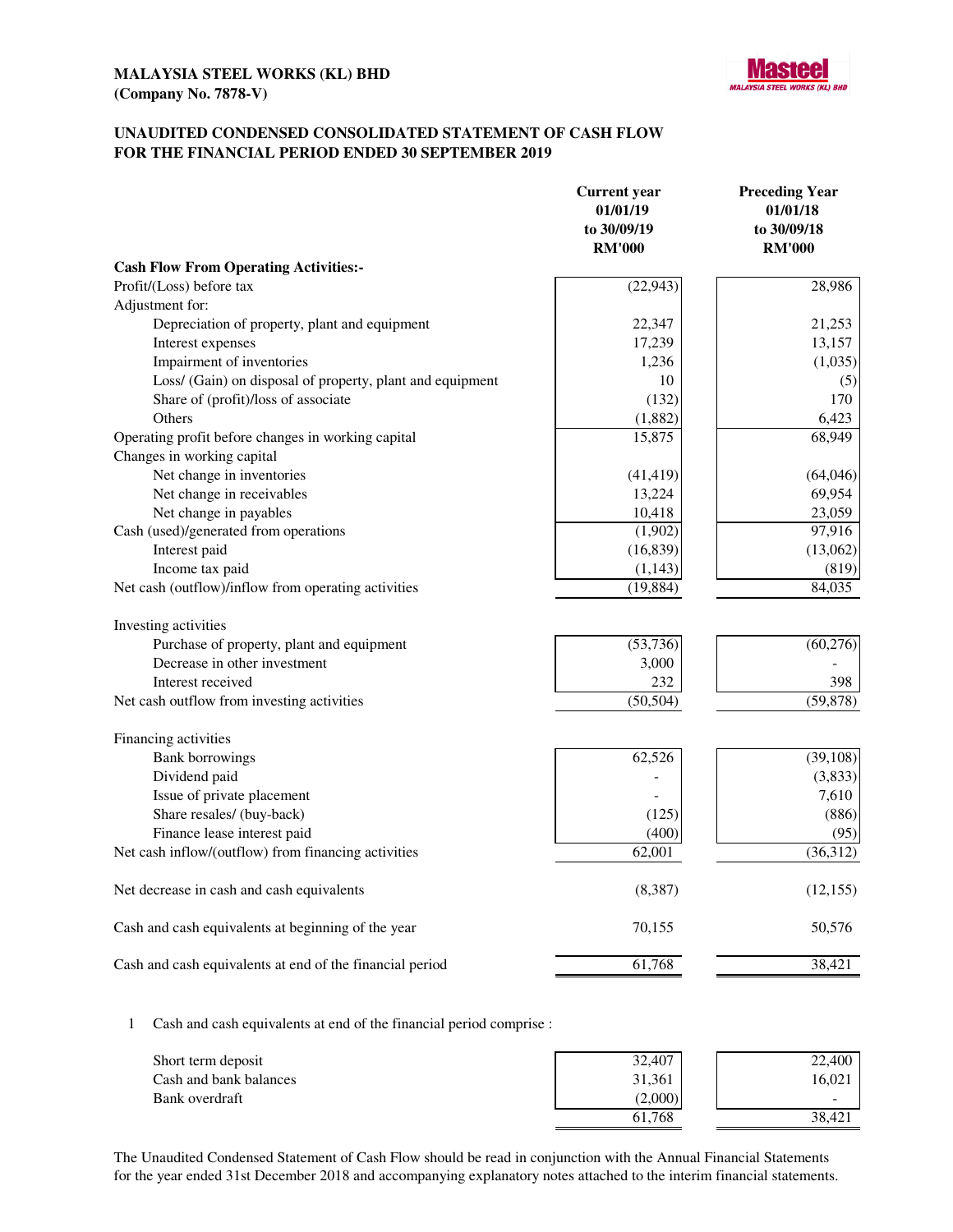**MALAYSIA STEEL WORKS (KL) BHD**
**(Company No. 7878-V)**

Masteel
MALAYSIA STEEL WORKS (KL) BHD

## UNAUDITED CONDENSED CONSOLIDATED STATEMENT OF CASH FLOW FOR THE FINANCIAL PERIOD ENDED 30 SEPTEMBER 2019

| | Current year 01/01/19 to 30/09/19 RM'000 | Preceding Year 01/01/18 to 30/09/18 RM'000 |
|---|---|---|
| **Cash Flow From Operating Activities:-** | | |
| Profit/(Loss) before tax | (22,943) | 28,986 |
| Adjustment for: | | |
| Depreciation of property, plant and equipment | 22,347 | 21,253 |
| Interest expenses | 17,239 | 13,157 |
| Impairment of inventories | 1,236 | (1,035) |
| Loss/ (Gain) on disposal of property, plant and equipment | 10 | (5) |
| Share of (profit)/loss of associate | (132) | 170 |
| Others | (1,882) | 6,423 |
| Operating profit before changes in working capital | 15,875 | 68,949 |
| Changes in working capital | | |
| Net change in inventories | (41,419) | (64,046) |
| Net change in receivables | 13,224 | 69,954 |
| Net change in payables | 10,418 | 23,059 |
| Cash (used)/generated from operations | (1,902) | 97,916 |
| Interest paid | (16,839) | (13,062) |
| Income tax paid | (1,143) | (819) |
| Net cash (outflow)/inflow from operating activities | (19,884) | 84,035 |
| | | |
| Investing activities | | |
| Purchase of property, plant and equipment | (53,736) | (60,276) |
| Decrease in other investment | 3,000 | - |
| Interest received | 232 | 398 |
| Net cash outflow from investing activities | (50,504) | (59,878) |
| | | |
| Financing activities | | |
| Bank borrowings | 62,526 | (39,108) |
| Dividend paid | - | (3,833) |
| Issue of private placement | - | 7,610 |
| Share resales/ (buy-back) | (125) | (886) |
| Finance lease interest paid | (400) | (95) |
| Net cash inflow/(outflow) from financing activities | 62,001 | (36,312) |
| | | |
| Net decrease in cash and cash equivalents | (8,387) | (12,155) |
| | | |
| Cash and cash equivalents at beginning of the year | 70,155 | 50,576 |
| | | |
| Cash and cash equivalents at end of the financial period | 61,768 | 38,421 |

1 Cash and cash equivalents at end of the financial period comprise :

| | | |
|---|---|---|
| Short term deposit | 32,407 | 22,400 |
| Cash and bank balances | 31,361 | 16,021 |
| Bank overdraft | (2,000) | - |
| | 61,768 | 38,421 |

The Unaudited Condensed Statement of Cash Flow should be read in conjunction with the Annual Financial Statements for the year ended 31st December 2018 and accompanying explanatory notes attached to the interim financial statements.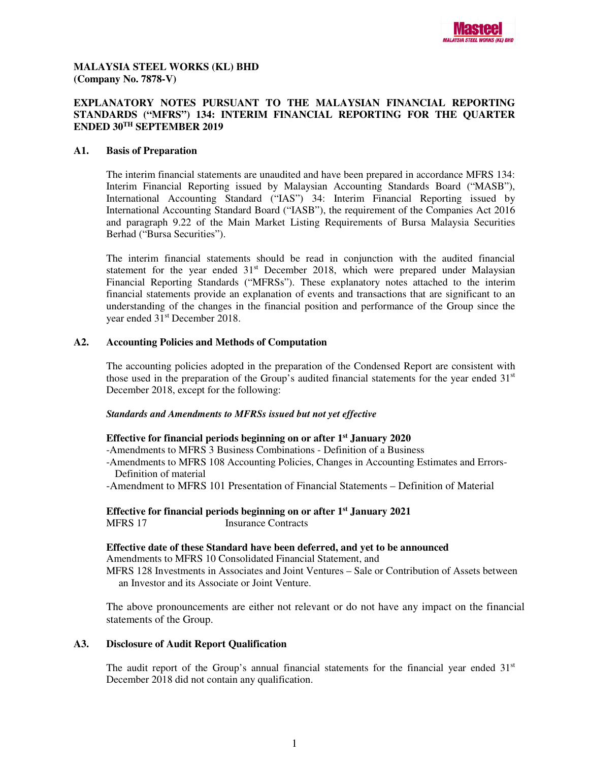**MALAYSIA STEEL WORKS (KL) BHD**
**(Company No. 7878-V)**

**EXPLANATORY NOTES PURSUANT TO THE MALAYSIAN FINANCIAL REPORTING STANDARDS ("MFRS") 134: INTERIM FINANCIAL REPORTING FOR THE QUARTER ENDED 30TH SEPTEMBER 2019**

**A1. Basis of Preparation**

The interim financial statements are unaudited and have been prepared in accordance MFRS 134: Interim Financial Reporting issued by Malaysian Accounting Standards Board ("MASB"), International Accounting Standard ("IAS") 34: Interim Financial Reporting issued by International Accounting Standard Board ("IASB"), the requirement of the Companies Act 2016 and paragraph 9.22 of the Main Market Listing Requirements of Bursa Malaysia Securities Berhad ("Bursa Securities").

The interim financial statements should be read in conjunction with the audited financial statement for the year ended 31st December 2018, which were prepared under Malaysian Financial Reporting Standards ("MFRSs"). These explanatory notes attached to the interim financial statements provide an explanation of events and transactions that are significant to an understanding of the changes in the financial position and performance of the Group since the year ended 31st December 2018.

**A2. Accounting Policies and Methods of Computation**

The accounting policies adopted in the preparation of the Condensed Report are consistent with those used in the preparation of the Group's audited financial statements for the year ended 31st December 2018, except for the following:

***Standards and Amendments to MFRSs issued but not yet effective***

**Effective for financial periods beginning on or after 1st January 2020**
-Amendments to MFRS 3 Business Combinations - Definition of a Business
-Amendments to MFRS 108 Accounting Policies, Changes in Accounting Estimates and Errors- Definition of material
-Amendment to MFRS 101 Presentation of Financial Statements – Definition of Material

**Effective for financial periods beginning on or after 1st January 2021**
MFRS 17 Insurance Contracts

**Effective date of these Standard have been deferred, and yet to be announced**
Amendments to MFRS 10 Consolidated Financial Statement, and
MFRS 128 Investments in Associates and Joint Ventures – Sale or Contribution of Assets between an Investor and its Associate or Joint Venture.

The above pronouncements are either not relevant or do not have any impact on the financial statements of the Group.

**A3. Disclosure of Audit Report Qualification**

The audit report of the Group's annual financial statements for the financial year ended 31st December 2018 did not contain any qualification.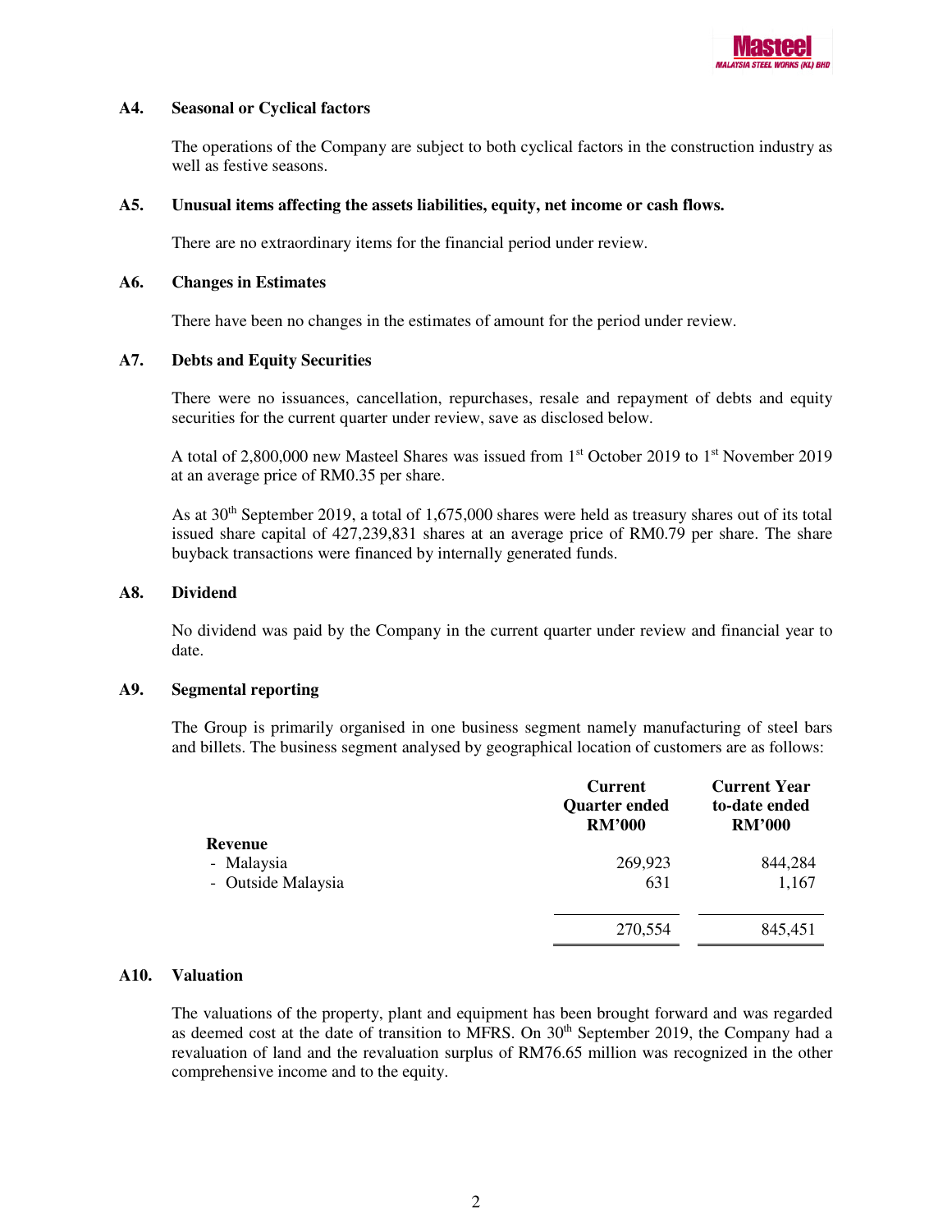### A4. Seasonal or Cyclical factors

The operations of the Company are subject to both cyclical factors in the construction industry as well as festive seasons.

### A5. Unusual items affecting the assets liabilities, equity, net income or cash flows.

There are no extraordinary items for the financial period under review.

### A6. Changes in Estimates

There have been no changes in the estimates of amount for the period under review.

### A7. Debts and Equity Securities

There were no issuances, cancellation, repurchases, resale and repayment of debts and equity securities for the current quarter under review, save as disclosed below.

A total of 2,800,000 new Masteel Shares was issued from 1st October 2019 to 1st November 2019 at an average price of RM0.35 per share.

As at 30th September 2019, a total of 1,675,000 shares were held as treasury shares out of its total issued share capital of 427,239,831 shares at an average price of RM0.79 per share. The share buyback transactions were financed by internally generated funds.

### A8. Dividend

No dividend was paid by the Company in the current quarter under review and financial year to date.

### A9. Segmental reporting

The Group is primarily organised in one business segment namely manufacturing of steel bars and billets. The business segment analysed by geographical location of customers are as follows:

| | Current Quarter ended RM'000 | Current Year to-date ended RM'000 |
|---|---|---|
| **Revenue** | | |
| - Malaysia | 269,923 | 844,284 |
| - Outside Malaysia | 631 | 1,167 |
| | 270,554 | 845,451 |

### A10. Valuation

The valuations of the property, plant and equipment has been brought forward and was regarded as deemed cost at the date of transition to MFRS. On 30th September 2019, the Company had a revaluation of land and the revaluation surplus of RM76.65 million was recognized in the other comprehensive income and to the equity.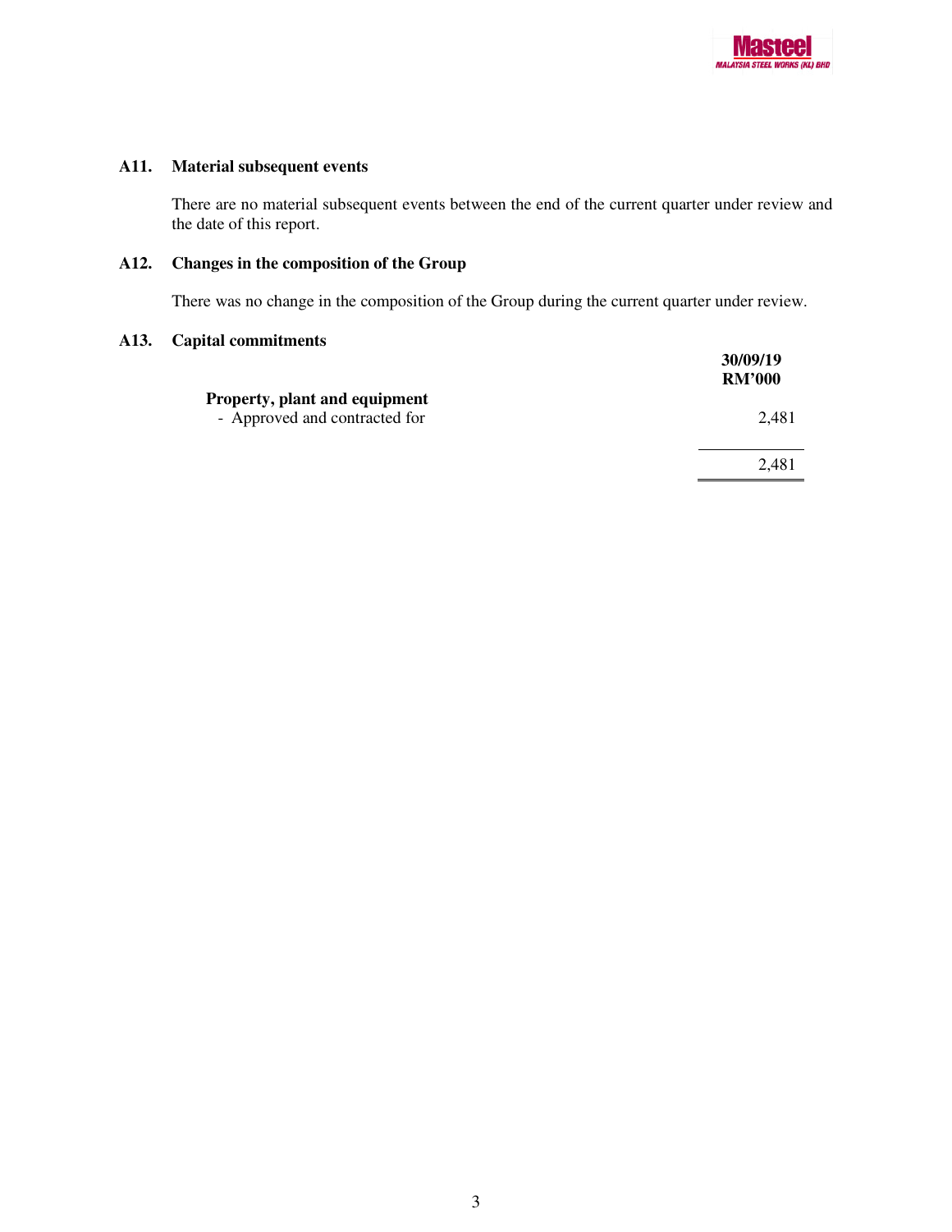## A11. Material subsequent events

There are no material subsequent events between the end of the current quarter under review and the date of this report.

## A12. Changes in the composition of the Group

There was no change in the composition of the Group during the current quarter under review.

## A13. Capital commitments

| | 30/09/19 RM'000 |
|---|---|
| **Property, plant and equipment** | |
| - Approved and contracted for | 2,481 |
| | 2,481 |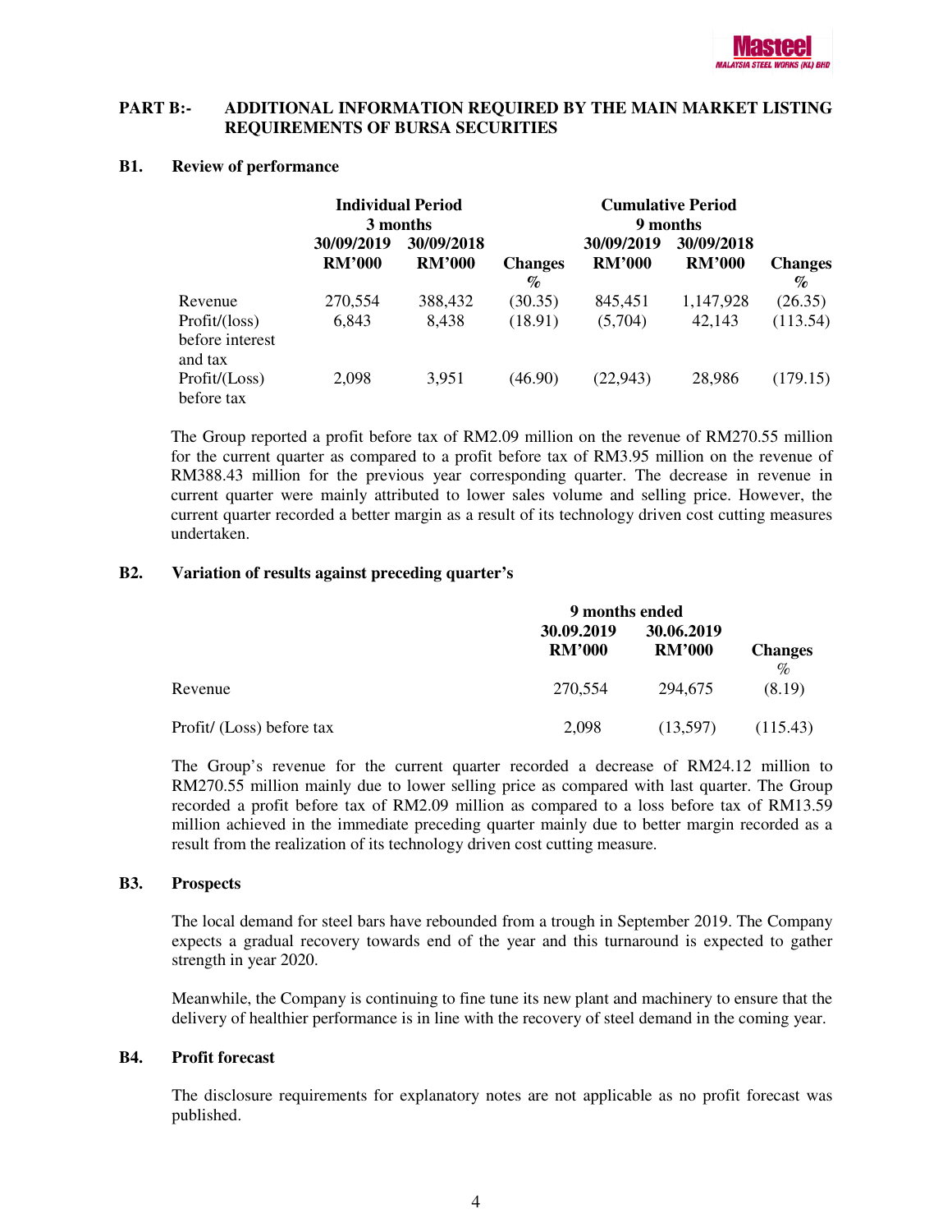## PART B:- ADDITIONAL INFORMATION REQUIRED BY THE MAIN MARKET LISTING REQUIREMENTS OF BURSA SECURITIES

### B1. Review of performance

| | Individual Period 3 months | | | Cumulative Period 9 months | | |
|---|---|---|---|---|---|---|
| | 30/09/2019 RM'000 | 30/09/2018 RM'000 | Changes % | 30/09/2019 RM'000 | 30/09/2018 RM'000 | Changes % |
| Revenue | 270,554 | 388,432 | (30.35) | 845,451 | 1,147,928 | (26.35) |
| Profit/(loss) before interest and tax | 6,843 | 8,438 | (18.91) | (5,704) | 42,143 | (113.54) |
| Profit/(Loss) before tax | 2,098 | 3,951 | (46.90) | (22,943) | 28,986 | (179.15) |

The Group reported a profit before tax of RM2.09 million on the revenue of RM270.55 million for the current quarter as compared to a profit before tax of RM3.95 million on the revenue of RM388.43 million for the previous year corresponding quarter. The decrease in revenue in current quarter were mainly attributed to lower sales volume and selling price. However, the current quarter recorded a better margin as a result of its technology driven cost cutting measures undertaken.

### B2. Variation of results against preceding quarter's

| | 9 months ended | | |
|---|---|---|---|
| | 30.09.2019 RM'000 | 30.06.2019 RM'000 | Changes % |
| Revenue | 270,554 | 294,675 | (8.19) |
| Profit/ (Loss) before tax | 2,098 | (13,597) | (115.43) |

The Group's revenue for the current quarter recorded a decrease of RM24.12 million to RM270.55 million mainly due to lower selling price as compared with last quarter. The Group recorded a profit before tax of RM2.09 million as compared to a loss before tax of RM13.59 million achieved in the immediate preceding quarter mainly due to better margin recorded as a result from the realization of its technology driven cost cutting measure.

### B3. Prospects

The local demand for steel bars have rebounded from a trough in September 2019. The Company expects a gradual recovery towards end of the year and this turnaround is expected to gather strength in year 2020.

Meanwhile, the Company is continuing to fine tune its new plant and machinery to ensure that the delivery of healthier performance is in line with the recovery of steel demand in the coming year.

### B4. Profit forecast

The disclosure requirements for explanatory notes are not applicable as no profit forecast was published.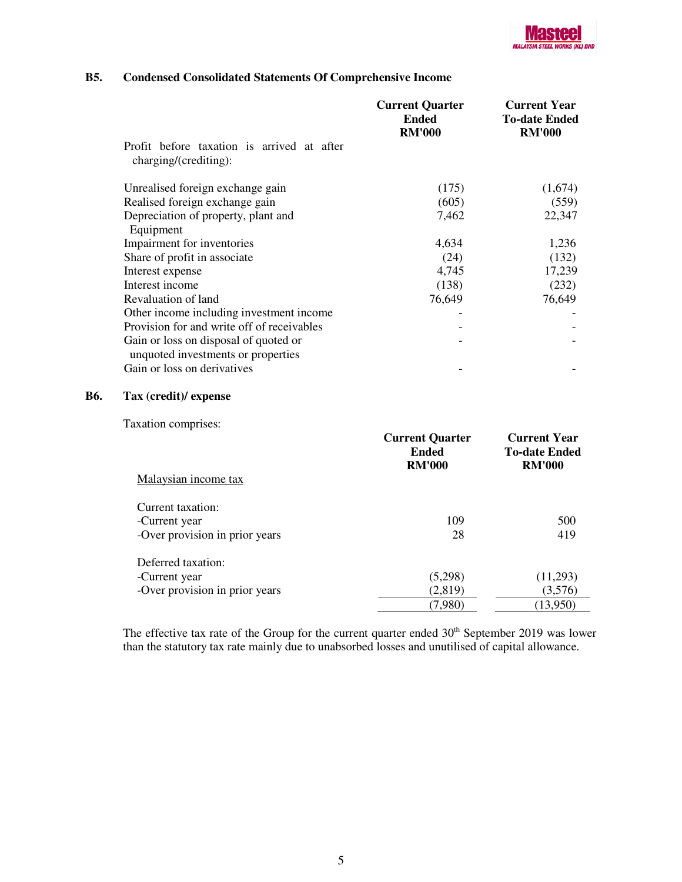## B5. Condensed Consolidated Statements Of Comprehensive Income

| | Current Quarter Ended RM'000 | Current Year To-date Ended RM'000 |
|---|---|---|
| Profit before taxation is arrived at after charging/(crediting): | | |
| Unrealised foreign exchange gain | (175) | (1,674) |
| Realised foreign exchange gain | (605) | (559) |
| Depreciation of property, plant and Equipment | 7,462 | 22,347 |
| Impairment for inventories | 4,634 | 1,236 |
| Share of profit in associate | (24) | (132) |
| Interest expense | 4,745 | 17,239 |
| Interest income | (138) | (232) |
| Revaluation of land | 76,649 | 76,649 |
| Other income including investment income | - | - |
| Provision for and write off of receivables | - | - |
| Gain or loss on disposal of quoted or unquoted investments or properties | - | - |
| Gain or loss on derivatives | - | - |

## B6. Tax (credit)/ expense

Taxation comprises:

| | Current Quarter Ended RM'000 | Current Year To-date Ended RM'000 |
|---|---|---|
| Malaysian income tax | | |
| Current taxation: | | |
| -Current year | 109 | 500 |
| -Over provision in prior years | 28 | 419 |
| Deferred taxation: | | |
| -Current year | (5,298) | (11,293) |
| -Over provision in prior years | (2,819) | (3,576) |
| | (7,980) | (13,950) |

The effective tax rate of the Group for the current quarter ended 30th September 2019 was lower than the statutory tax rate mainly due to unabsorbed losses and unutilised of capital allowance.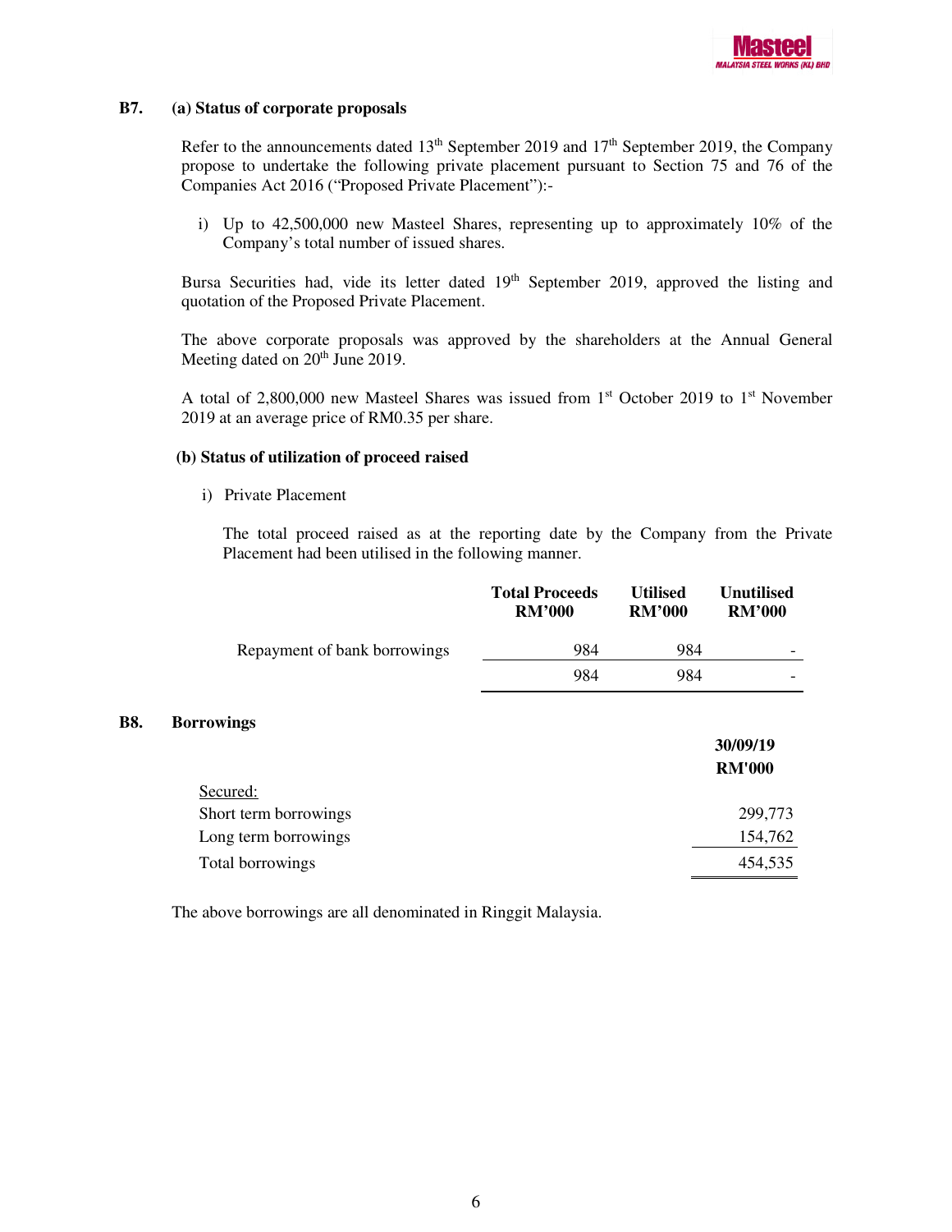**B7. (a) Status of corporate proposals**

Refer to the announcements dated 13th September 2019 and 17th September 2019, the Company propose to undertake the following private placement pursuant to Section 75 and 76 of the Companies Act 2016 ("Proposed Private Placement"):-

i) Up to 42,500,000 new Masteel Shares, representing up to approximately 10% of the Company's total number of issued shares.

Bursa Securities had, vide its letter dated 19th September 2019, approved the listing and quotation of the Proposed Private Placement.

The above corporate proposals was approved by the shareholders at the Annual General Meeting dated on 20th June 2019.

A total of 2,800,000 new Masteel Shares was issued from 1st October 2019 to 1st November 2019 at an average price of RM0.35 per share.

**(b) Status of utilization of proceed raised**

i) Private Placement

The total proceed raised as at the reporting date by the Company from the Private Placement had been utilised in the following manner.

| | Total Proceeds RM'000 | Utilised RM'000 | Unutilised RM'000 |
|---|---|---|---|
| Repayment of bank borrowings | 984 | 984 | - |
| | 984 | 984 | - |

**B8. Borrowings**

| | 30/09/19 RM'000 |
|---|---|
| Secured: | |
| Short term borrowings | 299,773 |
| Long term borrowings | 154,762 |
| Total borrowings | 454,535 |

The above borrowings are all denominated in Ringgit Malaysia.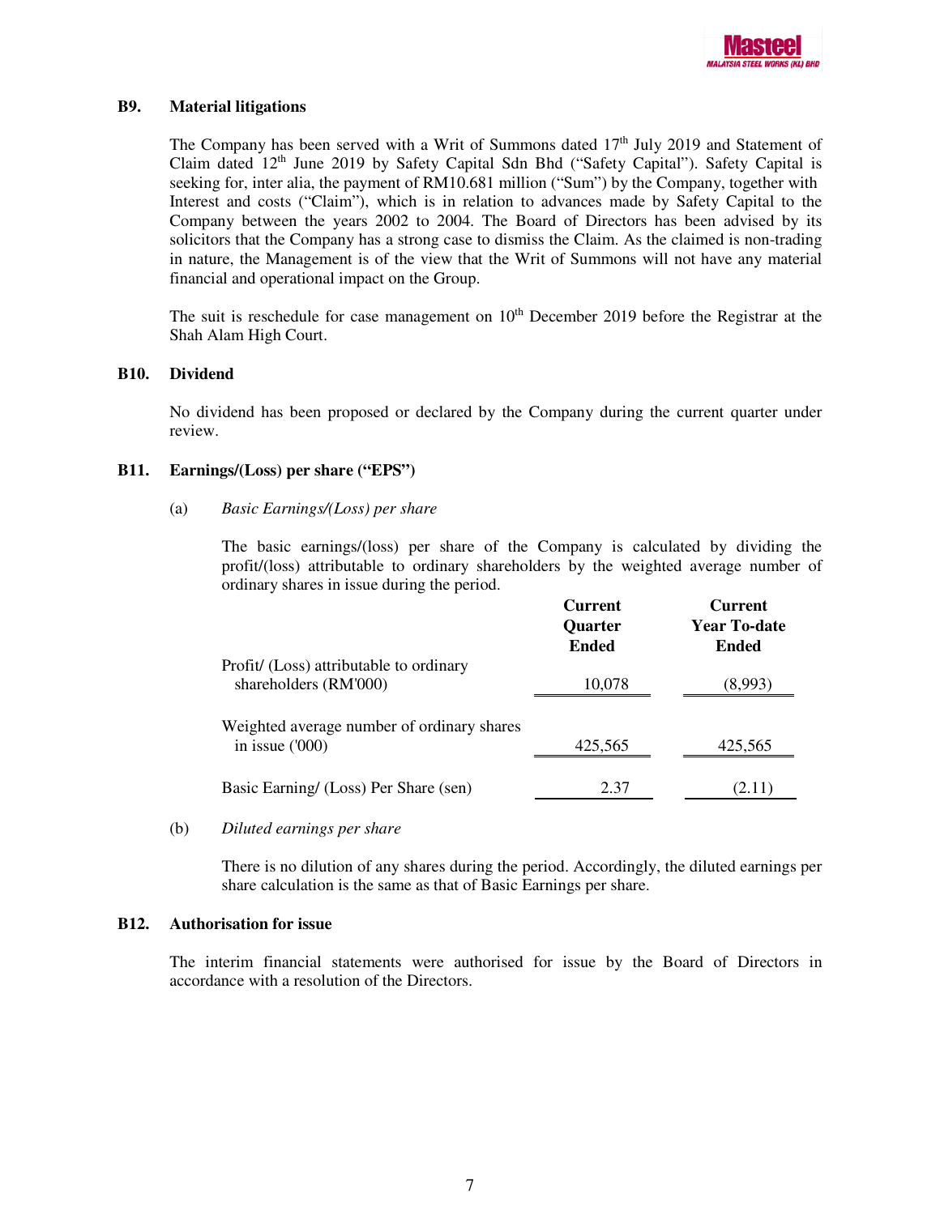### B9. Material litigations

The Company has been served with a Writ of Summons dated 17th July 2019 and Statement of Claim dated 12th June 2019 by Safety Capital Sdn Bhd ("Safety Capital"). Safety Capital is seeking for, inter alia, the payment of RM10.681 million ("Sum") by the Company, together with Interest and costs ("Claim"), which is in relation to advances made by Safety Capital to the Company between the years 2002 to 2004. The Board of Directors has been advised by its solicitors that the Company has a strong case to dismiss the Claim. As the claimed is non-trading in nature, the Management is of the view that the Writ of Summons will not have any material financial and operational impact on the Group.

The suit is reschedule for case management on 10th December 2019 before the Registrar at the Shah Alam High Court.

### B10. Dividend

No dividend has been proposed or declared by the Company during the current quarter under review.

### B11. Earnings/(Loss) per share ("EPS")

(a) *Basic Earnings/(Loss) per share*

The basic earnings/(loss) per share of the Company is calculated by dividing the profit/(loss) attributable to ordinary shareholders by the weighted average number of ordinary shares in issue during the period.

| | Current Quarter Ended | Current Year To-date Ended |
|---|---|---|
| Profit/ (Loss) attributable to ordinary shareholders (RM'000) | 10,078 | (8,993) |
| Weighted average number of ordinary shares in issue ('000) | 425,565 | 425,565 |
| Basic Earning/ (Loss) Per Share (sen) | 2.37 | (2.11) |

(b) *Diluted earnings per share*

There is no dilution of any shares during the period. Accordingly, the diluted earnings per share calculation is the same as that of Basic Earnings per share.

### B12. Authorisation for issue

The interim financial statements were authorised for issue by the Board of Directors in accordance with a resolution of the Directors.